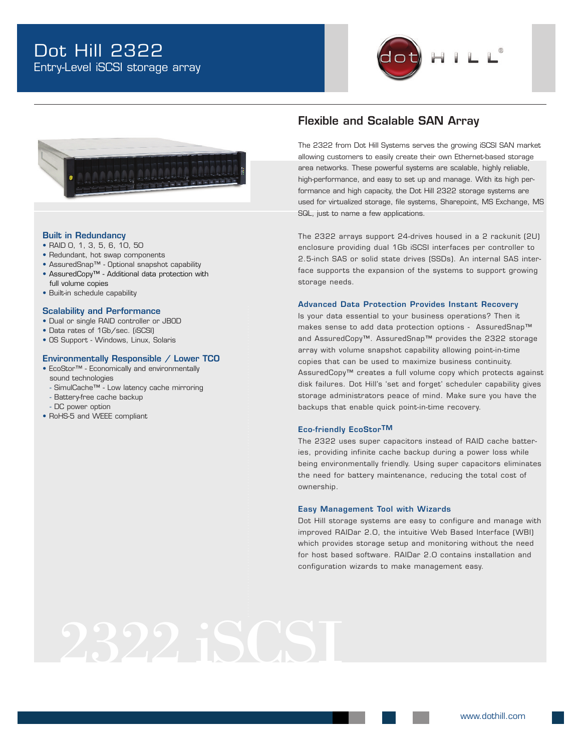# Dot Hill 2322

Entry-Level iSCSI storage array

## Built in Redundancy

- RAID 0, 1, 3, 5, 6, 10, 50
- Redundant, hot swap components
- AssuredSnap™ - Optional snapshot capability
- AssuredCopy™ - Additional data protection with full volume copies
- Built-in schedule capability

## Scalability and Performance

- Dual or single RAID controller or JBOD
- Data rates of 1Gb/sec. (iSCSI)
- OS Support - Windows, Linux, Solaris

## Environmentally Responsible / Lower TCO

- EcoStor™ - Economically and environmentally sound technologies
  - SimulCache™ - Low latency cache mirroring
  - Battery-free cache backup
  - DC power option
- RoHS-5 and WEEE compliant

## Flexible and Scalable SAN Array

The 2322 from Dot Hill Systems serves the growing iSCSI SAN market allowing customers to easily create their own Ethernet-based storage area networks. These powerful systems are scalable, highly reliable, high-performance, and easy to set up and manage. With its high performance and high capacity, the Dot Hill 2322 storage systems are used for virtualized storage, file systems, Sharepoint, MS Exchange, MS SQL, just to name a few applications.

The 2322 arrays support 24-drives housed in a 2 rackunit (2U) enclosure providing dual 1Gb iSCSI interfaces per controller to 2.5-inch SAS or solid state drives (SSDs). An internal SAS interface supports the expansion of the systems to support growing storage needs.

### Advanced Data Protection Provides Instant Recovery

Is your data essential to your business operations? Then it makes sense to add data protection options - AssuredSnap™ and AssuredCopy™. AssuredSnap™ provides the 2322 storage array with volume snapshot capability allowing point-in-time copies that can be used to maximize business continuity. AssuredCopy™ creates a full volume copy which protects against disk failures. Dot Hill's 'set and forget' scheduler capability gives storage administrators peace of mind. Make sure you have the backups that enable quick point-in-time recovery.

### Eco-friendly EcoStor™

The 2322 uses super capacitors instead of RAID cache batteries, providing infinite cache backup during a power loss while being environmentally friendly. Using super capacitors eliminates the need for battery maintenance, reducing the total cost of ownership.

### Easy Management Tool with Wizards

Dot Hill storage systems are easy to configure and manage with improved RAIDar 2.0, the intuitive Web Based Interface (WBI) which provides storage setup and monitoring without the need for host based software. RAIDar 2.0 contains installation and configuration wizards to make management easy.

2322 iSCSI

www.dothill.com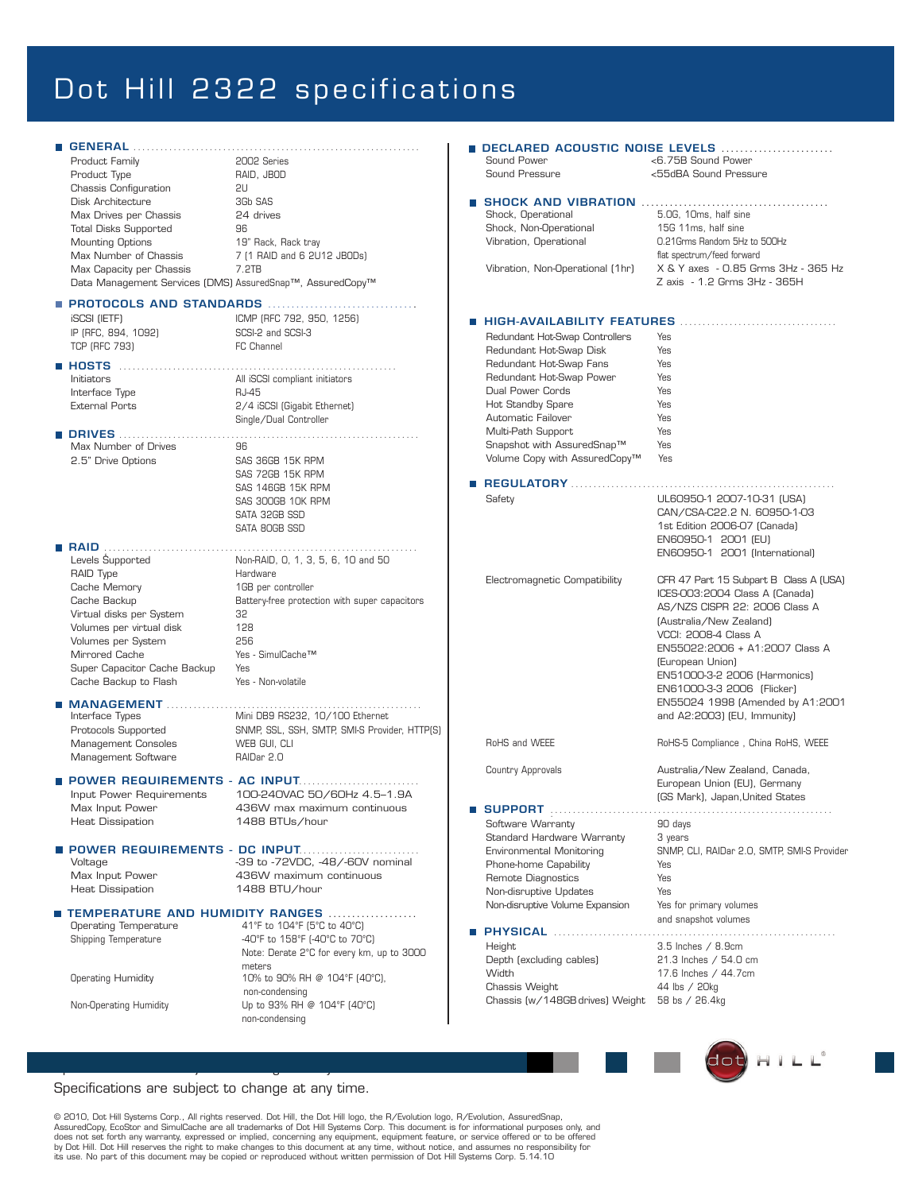# Dot Hill 2322 specifications

## GENERAL

| | |
|---|---|
| Product Family | 2002 Series |
| Product Type | RAID, JBOD |
| Chassis Configuration | 2U |
| Disk Architecture | 3Gb SAS |
| Max Drives per Chassis | 24 drives |
| Total Disks Supported | 96 |
| Mounting Options | 19" Rack, Rack tray |
| Max Number of Chassis | 7 (1 RAID and 6 2U12 JBODs) |
| Max Capacity per Chassis | 7.2TB |
| Data Management Services (DMS) | AssuredSnap™, AssuredCopy™ |

## PROTOCOLS AND STANDARDS

| | |
|---|---|
| iSCSI (IETF) | ICMP (RFC 792, 950, 1256) |
| IP (RFC, 894, 1092) | SCSI-2 and SCSI-3 |
| TCP (RFC 793) | FC Channel |

## HOSTS

| | |
|---|---|
| Initiators | All iSCSI compliant initiators |
| Interface Type | RJ-45 |
| External Ports | 2/4 iSCSI (Gigabit Ethernet) Single/Dual Controller |

## DRIVES

| | |
|---|---|
| Max Number of Drives | 96 |
| 2.5" Drive Options | SAS 36GB 15K RPM<br>SAS 72GB 15K RPM<br>SAS 146GB 15K RPM<br>SAS 300GB 10K RPM<br>SATA 32GB SSD<br>SATA 80GB SSD |

## RAID

| | |
|---|---|
| Levels Supported | Non-RAID, 0, 1, 3, 5, 6, 10 and 50 |
| RAID Type | Hardware |
| Cache Memory | 1GB per controller |
| Cache Backup | Battery-free protection with super capacitors |
| Virtual disks per System | 32 |
| Volumes per virtual disk | 128 |
| Volumes per System | 256 |
| Mirrored Cache | Yes - SimulCache™ |
| Super Capacitor Cache Backup | Yes |
| Cache Backup to Flash | Yes - Non-volatile |

## MANAGEMENT

| | |
|---|---|
| Interface Types | Mini DB9 RS232, 10/100 Ethernet |
| Protocols Supported | SNMP, SSL, SSH, SMTP, SMI-S Provider, HTTP(S) |
| Management Consoles | WEB GUI, CLI |
| Management Software | RAIDar 2.0 |

## POWER REQUIREMENTS - AC INPUT

| | |
|---|---|
| Input Power Requirements | 100-240VAC 50/60Hz 4.5–1.9A |
| Max Input Power | 436W max maximum continuous |
| Heat Dissipation | 1488 BTUs/hour |

## POWER REQUIREMENTS - DC INPUT

| | |
|---|---|
| Voltage | -39 to -72VDC, -48/-60V nominal |
| Max Input Power | 436W maximum continuous |
| Heat Dissipation | 1488 BTU/hour |

## TEMPERATURE AND HUMIDITY RANGES

| | |
|---|---|
| Operating Temperature | 41°F to 104°F (5°C to 40°C) |
| Shipping Temperature | -40°F to 158°F (-40°C to 70°C)<br>Note: Derate 2°C for every km, up to 3000 meters |
| Operating Humidity | 10% to 90% RH @ 104°F (40°C), non-condensing |
| Non-Operating Humidity | Up to 93% RH @ 104°F (40°C) non-condensing |

## DECLARED ACOUSTIC NOISE LEVELS

| | |
|---|---|
| Sound Power | <6.75B Sound Power |
| Sound Pressure | <55dBA Sound Pressure |

## SHOCK AND VIBRATION

| | |
|---|---|
| Shock, Operational | 5.0G, 10ms, half sine |
| Shock, Non-Operational | 15G 11ms, half sine |
| Vibration, Operational | 0.21Grms Random 5Hz to 500Hz flat spectrum/feed forward |
| Vibration, Non-Operational (1hr) | X & Y axes - 0.85 Grms 3Hz - 365 Hz<br>Z axis - 1.2 Grms 3Hz - 365H |

## HIGH-AVAILABILITY FEATURES

| | |
|---|---|
| Redundant Hot-Swap Controllers | Yes |
| Redundant Hot-Swap Disk | Yes |
| Redundant Hot-Swap Fans | Yes |
| Redundant Hot-Swap Power | Yes |
| Dual Power Cords | Yes |
| Hot Standby Spare | Yes |
| Automatic Failover | Yes |
| Multi-Path Support | Yes |
| Snapshot with AssuredSnap™ | Yes |
| Volume Copy with AssuredCopy™ | Yes |

## REGULATORY

| | |
|---|---|
| Safety | UL60950-1 2007-10-31 (USA)<br>CAN/CSA-C22.2 N. 60950-1-03 1st Edition 2006-07 (Canada)<br>EN60950-1 2001 (EU)<br>EN60950-1 2001 (International) |
| Electromagnetic Compatibility | CFR 47 Part 15 Subpart B Class A (USA)<br>ICES-003:2004 Class A (Canada)<br>AS/NZS CISPR 22: 2006 Class A (Australia/New Zealand)<br>VCCI: 2008-4 Class A<br>EN55022:2006 + A1:2007 Class A (European Union)<br>EN51000-3-2 2006 (Harmonics)<br>EN61000-3-3 2006 (Flicker)<br>EN55024 1998 (Amended by A1:2001 and A2:2003) (EU, Immunity) |
| RoHS and WEEE | RoHS-5 Compliance , China RoHS, WEEE |
| Country Approvals | Australia/New Zealand, Canada, European Union (EU), Germany (GS Mark), Japan,United States |

## SUPPORT

| | |
|---|---|
| Software Warranty | 90 days |
| Standard Hardware Warranty | 3 years |
| Environmental Monitoring | SNMP, CLI, RAIDar 2.0, SMTP, SMI-S Provider |
| Phone-home Capability | Yes |
| Remote Diagnostics | Yes |
| Non-disruptive Updates | Yes |
| Non-disruptive Volume Expansion | Yes for primary volumes and snapshot volumes |

## PHYSICAL

| | |
|---|---|
| Height | 3.5 Inches / 8.9cm |
| Depth (excluding cables) | 21.3 Inches / 54.0 cm |
| Width | 17.6 Inches / 44.7cm |
| Chassis Weight | 44 lbs / 20kg |
| Chassis (w/148GB drives) Weight | 58 bs / 26.4kg |

Specifications are subject to change at any time.

© 2010, Dot Hill Systems Corp., All rights reserved. Dot Hill, the Dot Hill logo, the R/Evolution logo, R/Evolution, AssuredSnap, AssuredCopy, EcoStor and SimulCache are all trademarks of Dot Hill Systems Corp. This document is for informational purposes only, and does not set forth any warranty, expressed or implied, concerning any equipment, equipment feature, or service offered or to be offered by Dot Hill. Dot Hill reserves the right to make changes to this document at any time, without notice, and assumes no responsibility for its use. No part of this document may be copied or reproduced without written permission of Dot Hill Systems Corp. 5.14.10